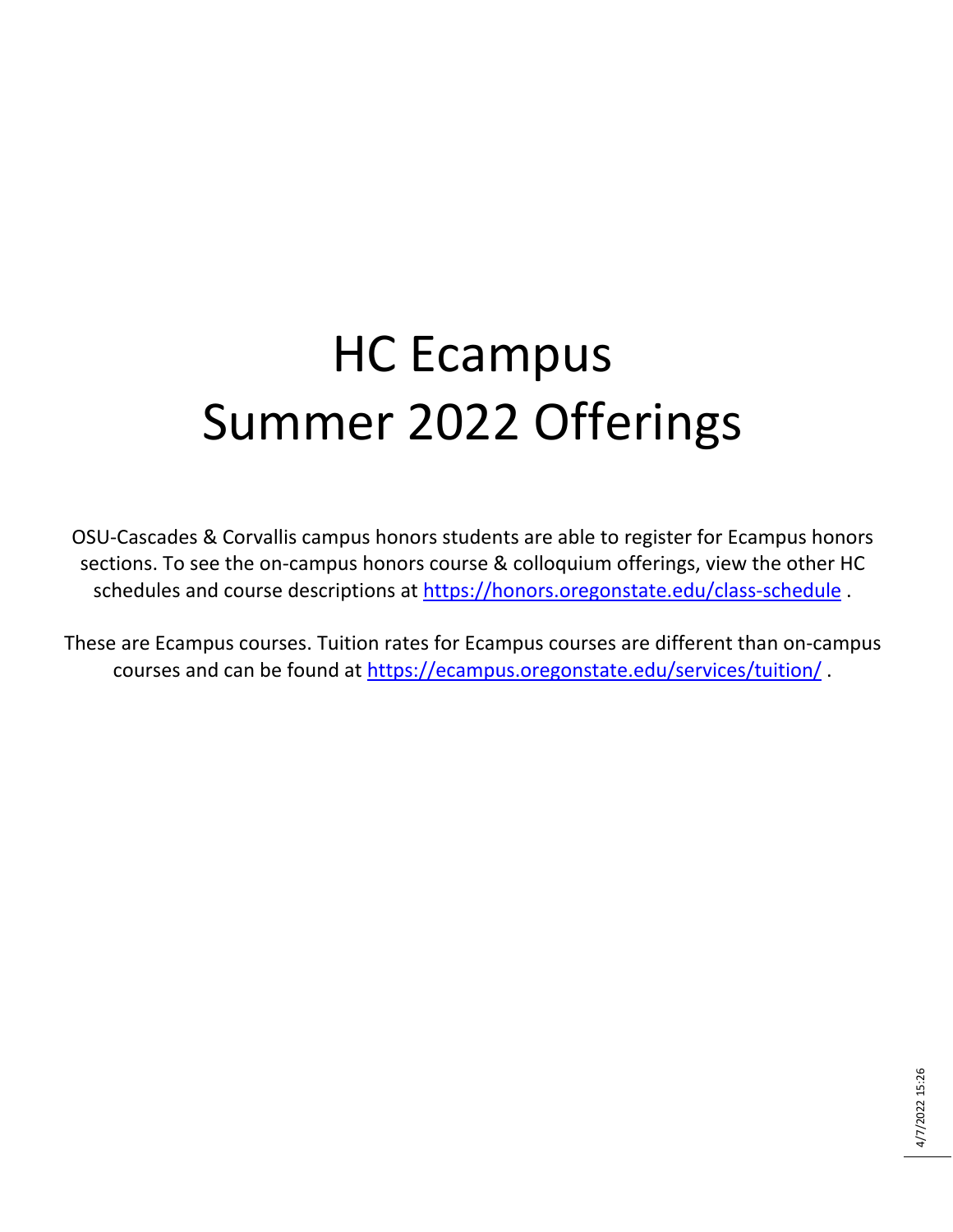# HC Ecampus
# Summer 2022 Offerings

OSU-Cascades & Corvallis campus honors students are able to register for Ecampus honors sections. To see the on-campus honors course & colloquium offerings, view the other HC schedules and course descriptions at https://honors.oregonstate.edu/class-schedule .

These are Ecampus courses. Tuition rates for Ecampus courses are different than on-campus courses and can be found at https://ecampus.oregonstate.edu/services/tuition/ .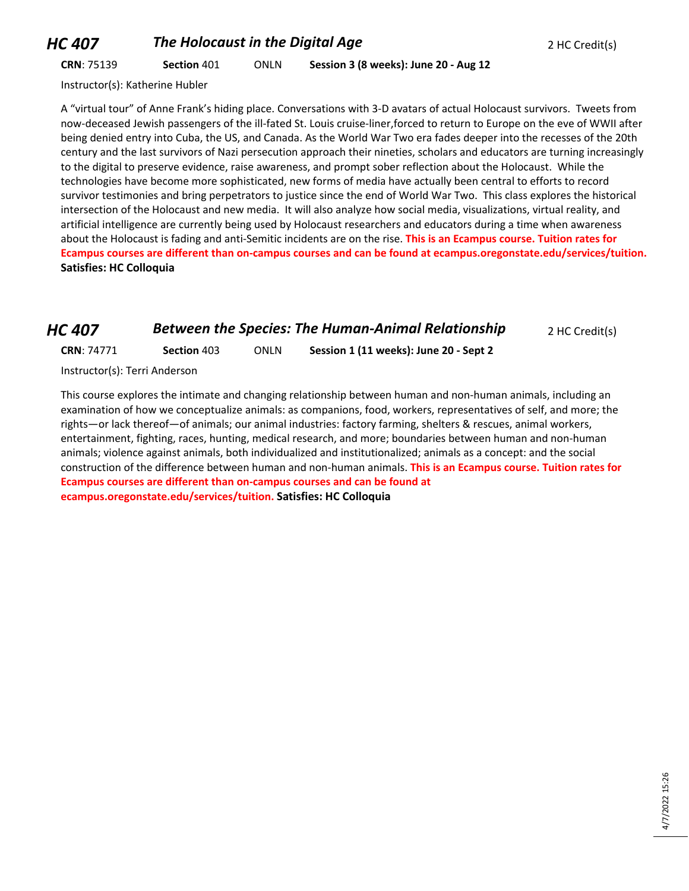## *HC 407* *The Holocaust in the Digital Age*

2 HC Credit(s)

**CRN**: 75139 **Section** 401 ONLN **Session 3 (8 weeks): June 20 - Aug 12**

Instructor(s): Katherine Hubler

A "virtual tour" of Anne Frank's hiding place. Conversations with 3-D avatars of actual Holocaust survivors. Tweets from now-deceased Jewish passengers of the ill-fated St. Louis cruise-liner,forced to return to Europe on the eve of WWII after being denied entry into Cuba, the US, and Canada. As the World War Two era fades deeper into the recesses of the 20th century and the last survivors of Nazi persecution approach their nineties, scholars and educators are turning increasingly to the digital to preserve evidence, raise awareness, and prompt sober reflection about the Holocaust. While the technologies have become more sophisticated, new forms of media have actually been central to efforts to record survivor testimonies and bring perpetrators to justice since the end of World War Two. This class explores the historical intersection of the Holocaust and new media. It will also analyze how social media, visualizations, virtual reality, and artificial intelligence are currently being used by Holocaust researchers and educators during a time when awareness about the Holocaust is fading and anti-Semitic incidents are on the rise. **This is an Ecampus course. Tuition rates for Ecampus courses are different than on-campus courses and can be found at ecampus.oregonstate.edu/services/tuition.** **Satisfies: HC Colloquia**

## *HC 407* *Between the Species: The Human-Animal Relationship*

2 HC Credit(s)

**CRN**: 74771 **Section** 403 ONLN **Session 1 (11 weeks): June 20 - Sept 2**

Instructor(s): Terri Anderson

This course explores the intimate and changing relationship between human and non-human animals, including an examination of how we conceptualize animals: as companions, food, workers, representatives of self, and more; the rights—or lack thereof—of animals; our animal industries: factory farming, shelters & rescues, animal workers, entertainment, fighting, races, hunting, medical research, and more; boundaries between human and non-human animals; violence against animals, both individualized and institutionalized; animals as a concept: and the social construction of the difference between human and non-human animals. **This is an Ecampus course. Tuition rates for Ecampus courses are different than on-campus courses and can be found at ecampus.oregonstate.edu/services/tuition.** **Satisfies: HC Colloquia**